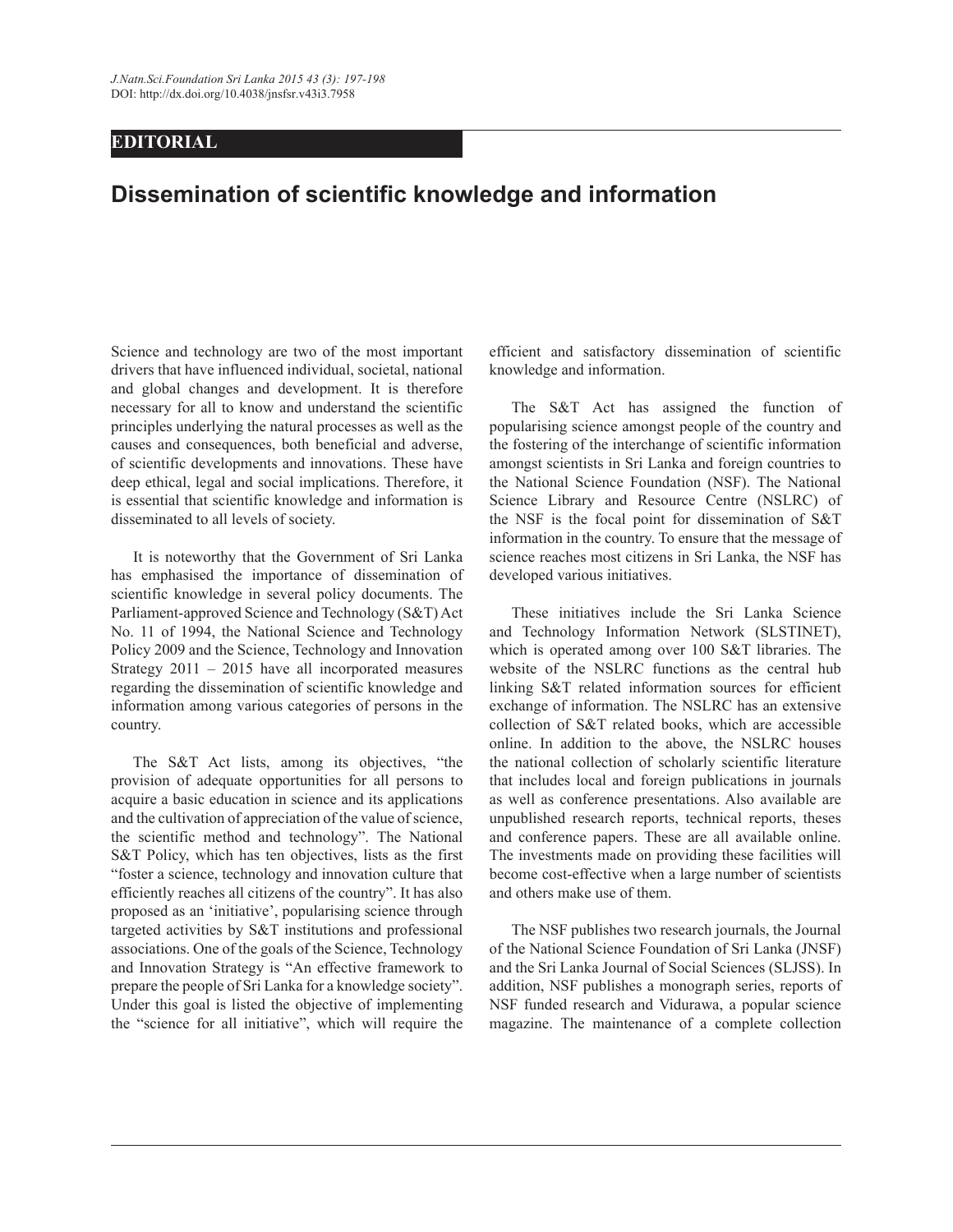EDITORIAL

# Dissemination of scientific knowledge and information

Science and technology are two of the most important drivers that have influenced individual, societal, national and global changes and development. It is therefore necessary for all to know and understand the scientific principles underlying the natural processes as well as the causes and consequences, both beneficial and adverse, of scientific developments and innovations. These have deep ethical, legal and social implications. Therefore, it is essential that scientific knowledge and information is disseminated to all levels of society.

It is noteworthy that the Government of Sri Lanka has emphasised the importance of dissemination of scientific knowledge in several policy documents. The Parliament-approved Science and Technology (S&T) Act No. 11 of 1994, the National Science and Technology Policy 2009 and the Science, Technology and Innovation Strategy 2011 – 2015 have all incorporated measures regarding the dissemination of scientific knowledge and information among various categories of persons in the country.

The S&T Act lists, among its objectives, "the provision of adequate opportunities for all persons to acquire a basic education in science and its applications and the cultivation of appreciation of the value of science, the scientific method and technology". The National S&T Policy, which has ten objectives, lists as the first "foster a science, technology and innovation culture that efficiently reaches all citizens of the country". It has also proposed as an 'initiative', popularising science through targeted activities by S&T institutions and professional associations. One of the goals of the Science, Technology and Innovation Strategy is "An effective framework to prepare the people of Sri Lanka for a knowledge society". Under this goal is listed the objective of implementing the "science for all initiative", which will require the efficient and satisfactory dissemination of scientific knowledge and information.

The S&T Act has assigned the function of popularising science amongst people of the country and the fostering of the interchange of scientific information amongst scientists in Sri Lanka and foreign countries to the National Science Foundation (NSF). The National Science Library and Resource Centre (NSLRC) of the NSF is the focal point for dissemination of S&T information in the country. To ensure that the message of science reaches most citizens in Sri Lanka, the NSF has developed various initiatives.

These initiatives include the Sri Lanka Science and Technology Information Network (SLSTINET), which is operated among over 100 S&T libraries. The website of the NSLRC functions as the central hub linking S&T related information sources for efficient exchange of information. The NSLRC has an extensive collection of S&T related books, which are accessible online. In addition to the above, the NSLRC houses the national collection of scholarly scientific literature that includes local and foreign publications in journals as well as conference presentations. Also available are unpublished research reports, technical reports, theses and conference papers. These are all available online. The investments made on providing these facilities will become cost-effective when a large number of scientists and others make use of them.

The NSF publishes two research journals, the Journal of the National Science Foundation of Sri Lanka (JNSF) and the Sri Lanka Journal of Social Sciences (SLJSS). In addition, NSF publishes a monograph series, reports of NSF funded research and Vidurawa, a popular science magazine. The maintenance of a complete collection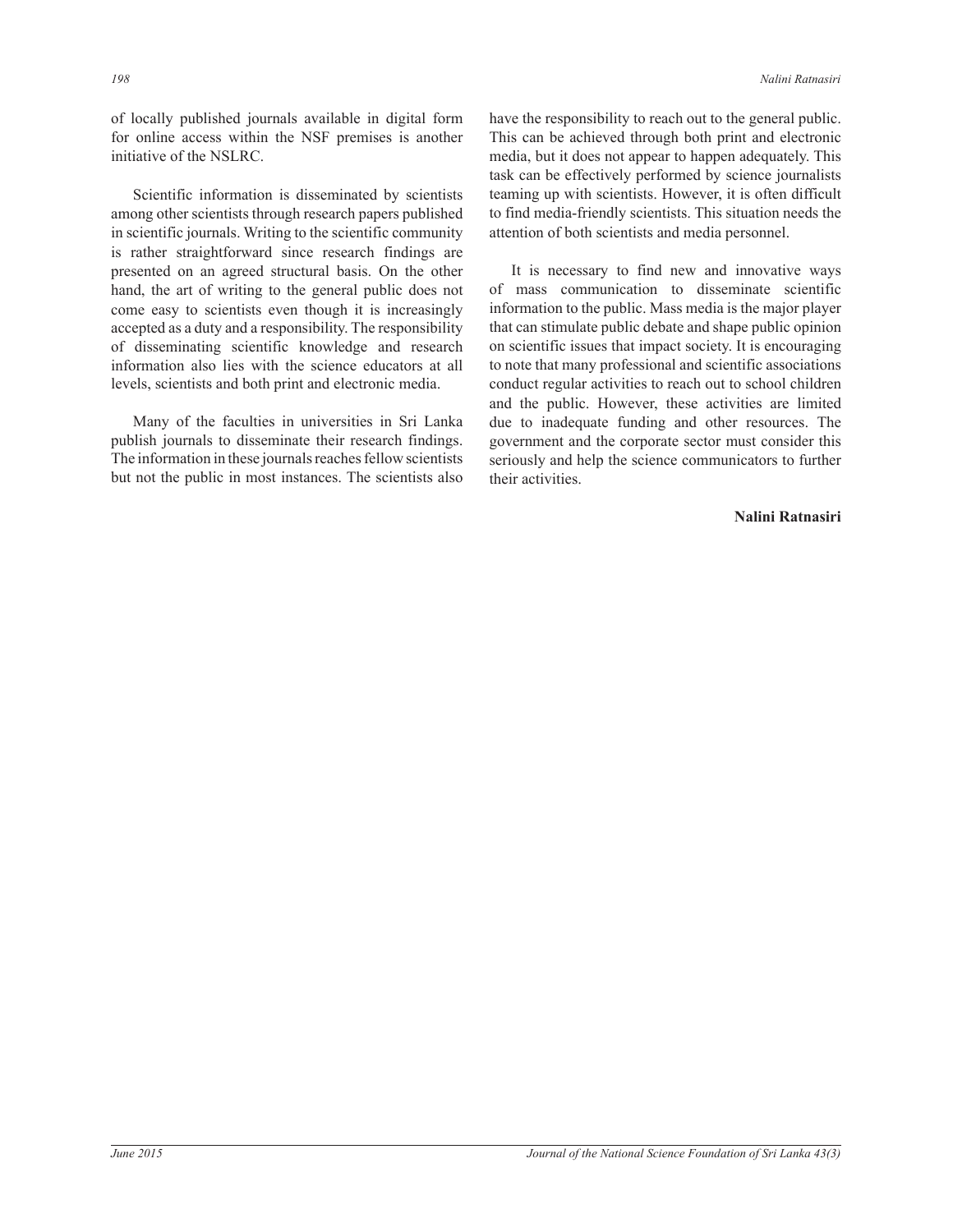of locally published journals available in digital form for online access within the NSF premises is another initiative of the NSLRC.

Scientific information is disseminated by scientists among other scientists through research papers published in scientific journals. Writing to the scientific community is rather straightforward since research findings are presented on an agreed structural basis. On the other hand, the art of writing to the general public does not come easy to scientists even though it is increasingly accepted as a duty and a responsibility. The responsibility of disseminating scientific knowledge and research information also lies with the science educators at all levels, scientists and both print and electronic media.

Many of the faculties in universities in Sri Lanka publish journals to disseminate their research findings. The information in these journals reaches fellow scientists but not the public in most instances. The scientists also have the responsibility to reach out to the general public. This can be achieved through both print and electronic media, but it does not appear to happen adequately. This task can be effectively performed by science journalists teaming up with scientists. However, it is often difficult to find media-friendly scientists. This situation needs the attention of both scientists and media personnel.

It is necessary to find new and innovative ways of mass communication to disseminate scientific information to the public. Mass media is the major player that can stimulate public debate and shape public opinion on scientific issues that impact society. It is encouraging to note that many professional and scientific associations conduct regular activities to reach out to school children and the public. However, these activities are limited due to inadequate funding and other resources. The government and the corporate sector must consider this seriously and help the science communicators to further their activities.

**Nalini Ratnasiri**